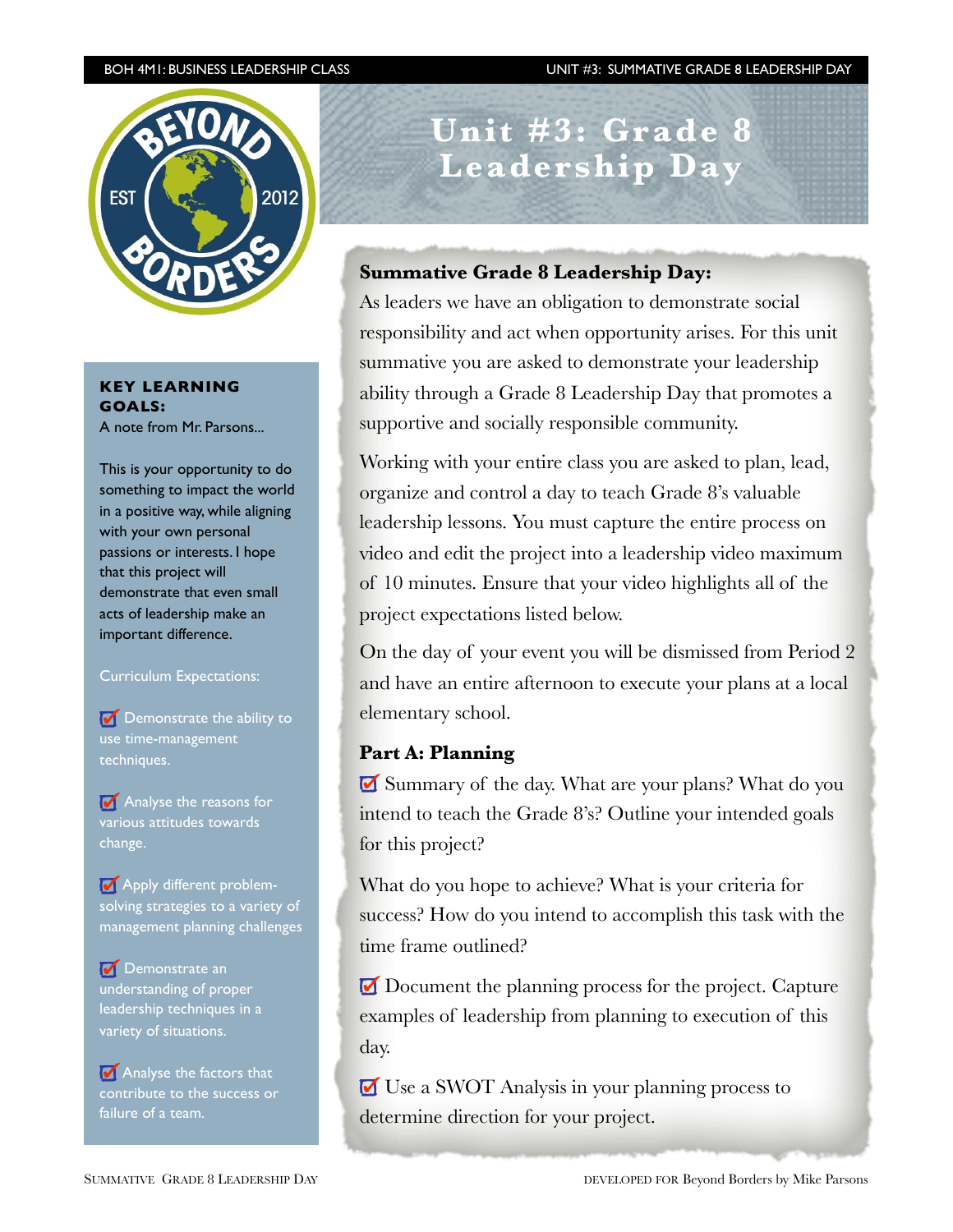# Unit #3: Grade 8 Leadership Day

**KEY LEARNING GOALS:**

A note from Mr. Parsons...

This is your opportunity to do something to impact the world in a positive way, while aligning with your own personal passions or interests. I hope that this project will demonstrate that even small acts of leadership make an important difference.

Curriculum Expectations:

- ☑ Demonstrate the ability to use time-management techniques.
- ☑ Analyse the reasons for various attitudes towards change.
- ☑ Apply different problem-solving strategies to a variety of management planning challenges
- ☑ Demonstrate an understanding of proper leadership techniques in a variety of situations.
- ☑ Analyse the factors that contribute to the success or failure of a team.

## Summative Grade 8 Leadership Day:

As leaders we have an obligation to demonstrate social responsibility and act when opportunity arises. For this unit summative you are asked to demonstrate your leadership ability through a Grade 8 Leadership Day that promotes a supportive and socially responsible community.

Working with your entire class you are asked to plan, lead, organize and control a day to teach Grade 8's valuable leadership lessons. You must capture the entire process on video and edit the project into a leadership video maximum of 10 minutes. Ensure that your video highlights all of the project expectations listed below.

On the day of your event you will be dismissed from Period 2 and have an entire afternoon to execute your plans at a local elementary school.

### Part A: Planning

☑ Summary of the day. What are your plans? What do you intend to teach the Grade 8's? Outline your intended goals for this project?

What do you hope to achieve? What is your criteria for success? How do you intend to accomplish this task with the time frame outlined?

☑ Document the planning process for the project. Capture examples of leadership from planning to execution of this day.

☑ Use a SWOT Analysis in your planning process to determine direction for your project.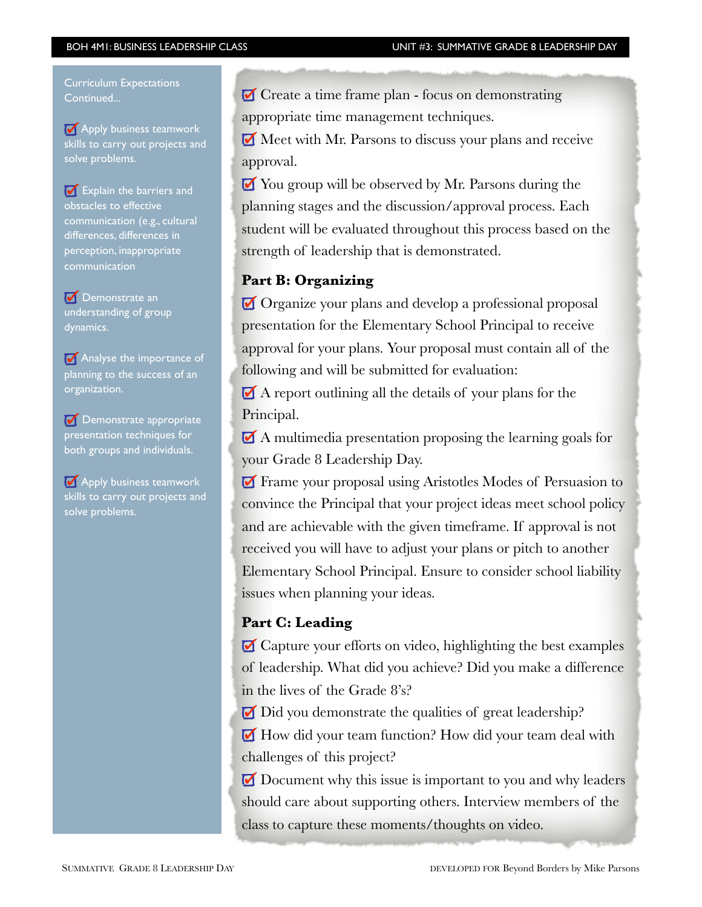Curriculum Expectations Continued...

- Apply business teamwork skills to carry out projects and solve problems.
- Explain the barriers and obstacles to effective communication (e.g., cultural differences, differences in perception, inappropriate communication
- Demonstrate an understanding of group dynamics.
- Analyse the importance of planning to the success of an organization.
- Demonstrate appropriate presentation techniques for both groups and individuals.
- Apply business teamwork skills to carry out projects and solve problems.

- Create a time frame plan - focus on demonstrating appropriate time management techniques.
- Meet with Mr. Parsons to discuss your plans and receive approval.
- You group will be observed by Mr. Parsons during the planning stages and the discussion/approval process. Each student will be evaluated throughout this process based on the strength of leadership that is demonstrated.

**Part B: Organizing**

- Organize your plans and develop a professional proposal presentation for the Elementary School Principal to receive approval for your plans. Your proposal must contain all of the following and will be submitted for evaluation:
- A report outlining all the details of your plans for the Principal.
- A multimedia presentation proposing the learning goals for your Grade 8 Leadership Day.
- Frame your proposal using Aristotles Modes of Persuasion to convince the Principal that your project ideas meet school policy and are achievable with the given timeframe. If approval is not received you will have to adjust your plans or pitch to another Elementary School Principal. Ensure to consider school liability issues when planning your ideas.

**Part C: Leading**

- Capture your efforts on video, highlighting the best examples of leadership. What did you achieve? Did you make a difference in the lives of the Grade 8's?
- Did you demonstrate the qualities of great leadership?
- How did your team function? How did your team deal with challenges of this project?
- Document why this issue is important to you and why leaders should care about supporting others. Interview members of the class to capture these moments/thoughts on video.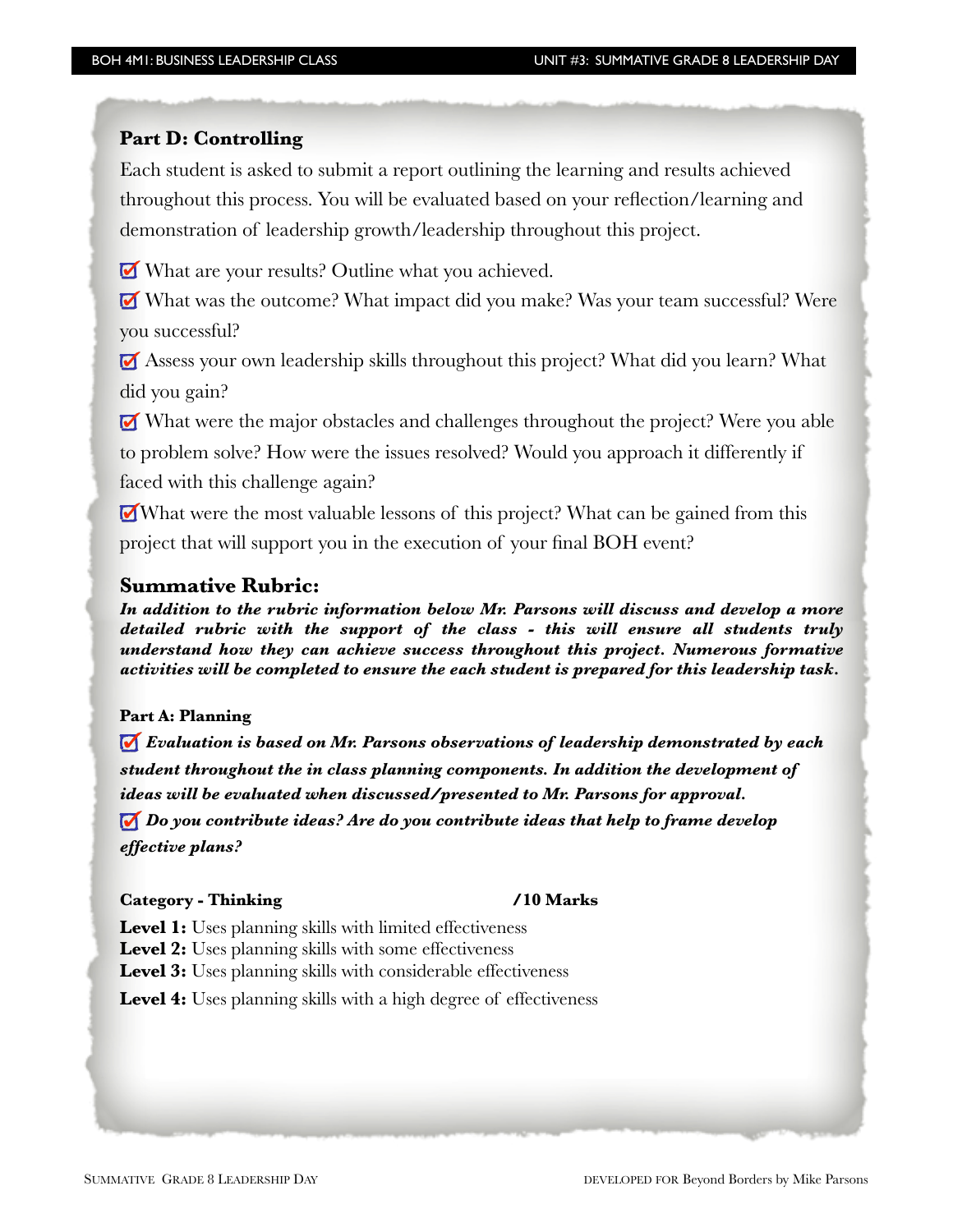## Part D: Controlling

Each student is asked to submit a report outlining the learning and results achieved throughout this process. You will be evaluated based on your reflection/learning and demonstration of leadership growth/leadership throughout this project.

- ☑ What are your results? Outline what you achieved.
- ☑ What was the outcome? What impact did you make? Was your team successful? Were you successful?
- ☑ Assess your own leadership skills throughout this project? What did you learn? What did you gain?
- ☑ What were the major obstacles and challenges throughout the project? Were you able to problem solve? How were the issues resolved? Would you approach it differently if faced with this challenge again?
- ☑ What were the most valuable lessons of this project? What can be gained from this project that will support you in the execution of your final BOH event?

## Summative Rubric:

***In addition to the rubric information below Mr. Parsons will discuss and develop a more detailed rubric with the support of the class - this will ensure all students truly understand how they can achieve success throughout this project. Numerous formative activities will be completed to ensure the each student is prepared for this leadership task.***

### Part A: Planning

- ☑ ***Evaluation is based on Mr. Parsons observations of leadership demonstrated by each student throughout the in class planning components. In addition the development of ideas will be evaluated when discussed/presented to Mr. Parsons for approval.***
- ☑ ***Do you contribute ideas? Are do you contribute ideas that help to frame develop effective plans?***

**Category - Thinking** **/10 Marks**

**Level 1:** Uses planning skills with limited effectiveness
**Level 2:** Uses planning skills with some effectiveness
**Level 3:** Uses planning skills with considerable effectiveness
**Level 4:** Uses planning skills with a high degree of effectiveness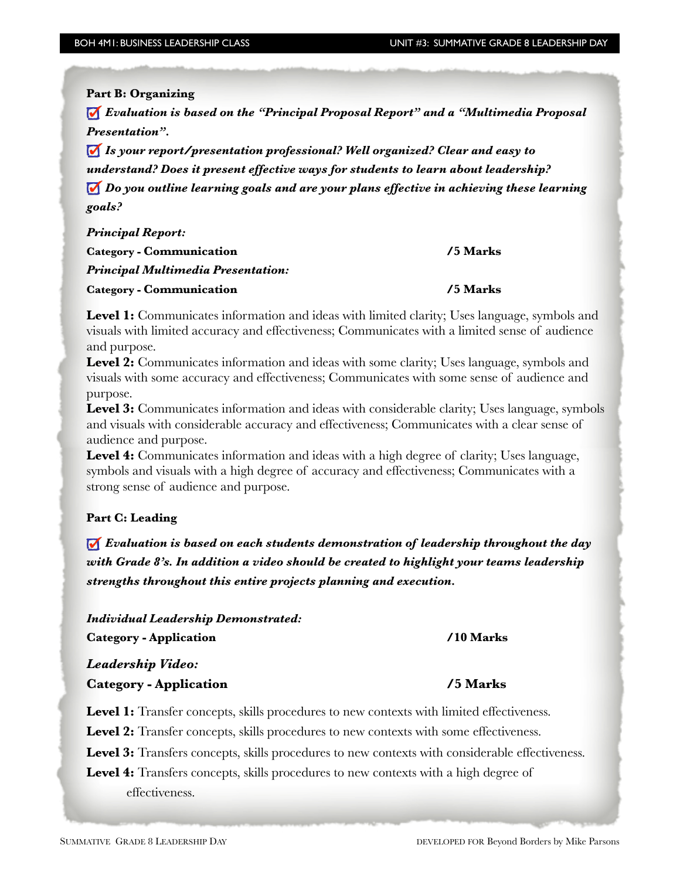**Part B: Organizing**

☑ ***Evaluation is based on the "Principal Proposal Report" and a "Multimedia Proposal Presentation".***

☑ ***Is your report/presentation professional? Well organized? Clear and easy to understand? Does it present effective ways for students to learn about leadership?***

☑ ***Do you outline learning goals and are your plans effective in achieving these learning goals?***

***Principal Report:***

**Category - Communication** **/5 Marks**

***Principal Multimedia Presentation:***

**Category - Communication** **/5 Marks**

**Level 1:** Communicates information and ideas with limited clarity; Uses language, symbols and visuals with limited accuracy and effectiveness; Communicates with a limited sense of audience and purpose.

**Level 2:** Communicates information and ideas with some clarity; Uses language, symbols and visuals with some accuracy and effectiveness; Communicates with some sense of audience and purpose.

**Level 3:** Communicates information and ideas with considerable clarity; Uses language, symbols and visuals with considerable accuracy and effectiveness; Communicates with a clear sense of audience and purpose.

**Level 4:** Communicates information and ideas with a high degree of clarity; Uses language, symbols and visuals with a high degree of accuracy and effectiveness; Communicates with a strong sense of audience and purpose.

**Part C: Leading**

☑ ***Evaluation is based on each students demonstration of leadership throughout the day with Grade 8's. In addition a video should be created to highlight your teams leadership strengths throughout this entire projects planning and execution.***

***Individual Leadership Demonstrated:***

**Category - Application** **/10 Marks**

***Leadership Video:***

**Category - Application** **/5 Marks**

**Level 1:** Transfer concepts, skills procedures to new contexts with limited effectiveness.

**Level 2:** Transfer concepts, skills procedures to new contexts with some effectiveness.

**Level 3:** Transfers concepts, skills procedures to new contexts with considerable effectiveness.

**Level 4:** Transfers concepts, skills procedures to new contexts with a high degree of effectiveness.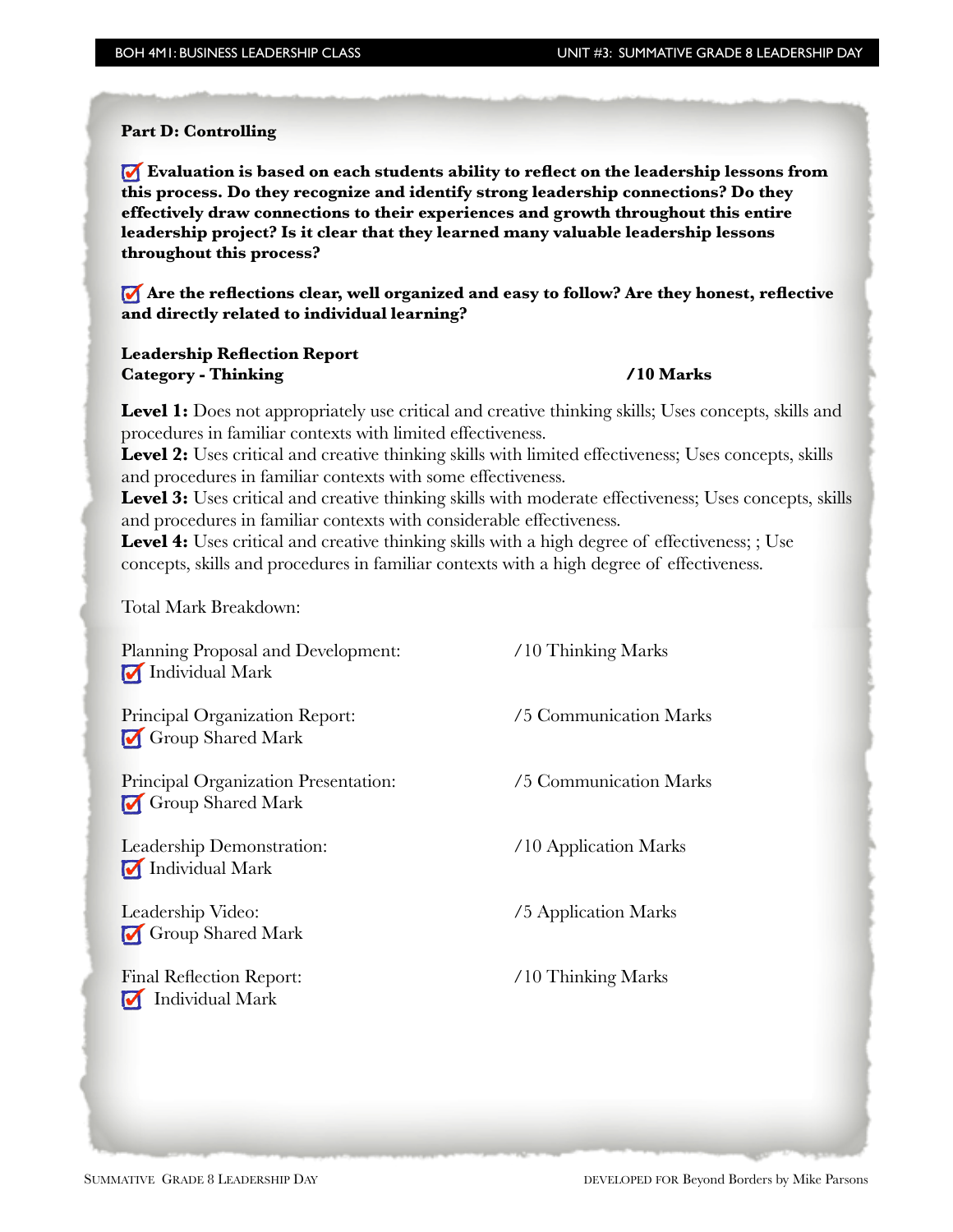**Part D: Controlling**

☑ **Evaluation is based on each students ability to reflect on the leadership lessons from this process. Do they recognize and identify strong leadership connections? Do they effectively draw connections to their experiences and growth throughout this entire leadership project? Is it clear that they learned many valuable leadership lessons throughout this process?**

☑ **Are the reflections clear, well organized and easy to follow? Are they honest, reflective and directly related to individual learning?**

**Leadership Reflection Report**
**Category - Thinking** **/10 Marks**

**Level 1:** Does not appropriately use critical and creative thinking skills; Uses concepts, skills and procedures in familiar contexts with limited effectiveness.
**Level 2:** Uses critical and creative thinking skills with limited effectiveness; Uses concepts, skills and procedures in familiar contexts with some effectiveness.
**Level 3:** Uses critical and creative thinking skills with moderate effectiveness; Uses concepts, skills and procedures in familiar contexts with considerable effectiveness.
**Level 4:** Uses critical and creative thinking skills with a high degree of effectiveness; ; Use concepts, skills and procedures in familiar contexts with a high degree of effectiveness.

Total Mark Breakdown:

| | |
|---|---|
| Planning Proposal and Development: ☑ Individual Mark | /10 Thinking Marks |
| Principal Organization Report: ☑ Group Shared Mark | /5 Communication Marks |
| Principal Organization Presentation: ☑ Group Shared Mark | /5 Communication Marks |
| Leadership Demonstration: ☑ Individual Mark | /10 Application Marks |
| Leadership Video: ☑ Group Shared Mark | /5 Application Marks |
| Final Reflection Report: ☑ Individual Mark | /10 Thinking Marks |